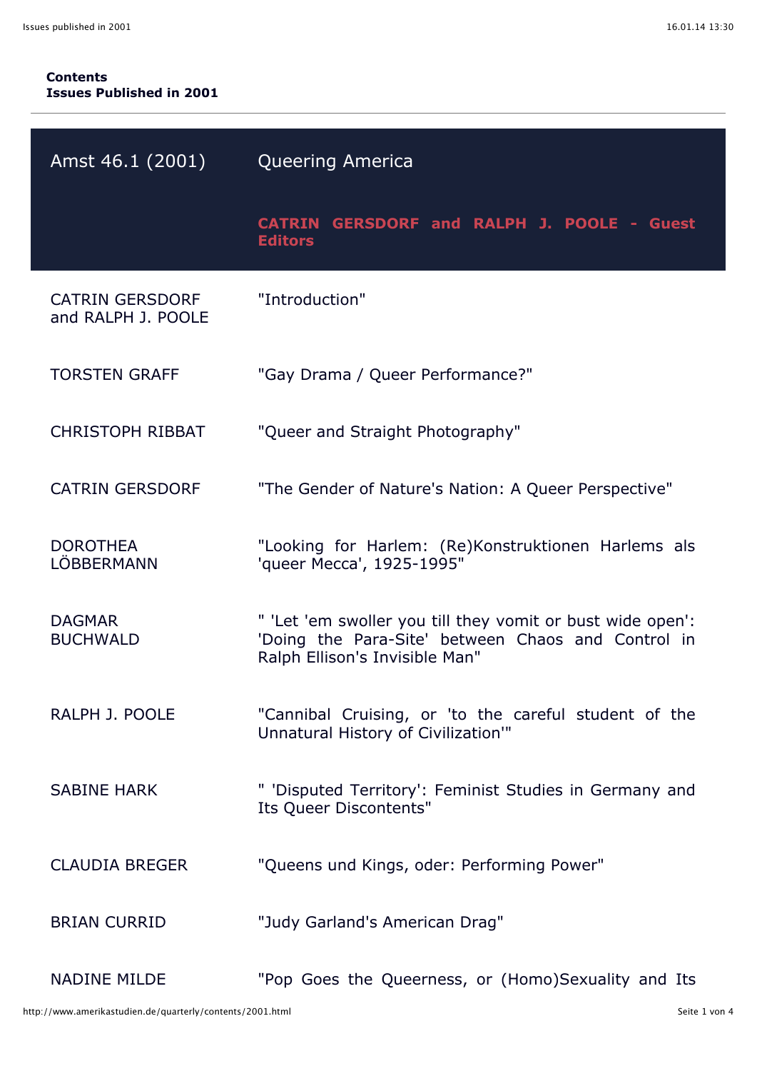**Contents**
**Issues Published in 2001**

---

| Amst 46.1 (2001) | Queering America |
|---|---|
| | **CATRIN GERSDORF and RALPH J. POOLE - Guest Editors** |
| CATRIN GERSDORF and RALPH J. POOLE | "Introduction" |
| TORSTEN GRAFF | "Gay Drama / Queer Performance?" |
| CHRISTOPH RIBBAT | "Queer and Straight Photography" |
| CATRIN GERSDORF | "The Gender of Nature's Nation: A Queer Perspective" |
| DOROTHEA LÖBBERMANN | "Looking for Harlem: (Re)Konstruktionen Harlems als 'queer Mecca', 1925-1995" |
| DAGMAR BUCHWALD | " 'Let 'em swoller you till they vomit or bust wide open': 'Doing the Para-Site' between Chaos and Control in Ralph Ellison's Invisible Man" |
| RALPH J. POOLE | "Cannibal Cruising, or 'to the careful student of the Unnatural History of Civilization'" |
| SABINE HARK | " 'Disputed Territory': Feminist Studies in Germany and Its Queer Discontents" |
| CLAUDIA BREGER | "Queens und Kings, oder: Performing Power" |
| BRIAN CURRID | "Judy Garland's American Drag" |
| NADINE MILDE | "Pop Goes the Queerness, or (Homo)Sexuality and Its |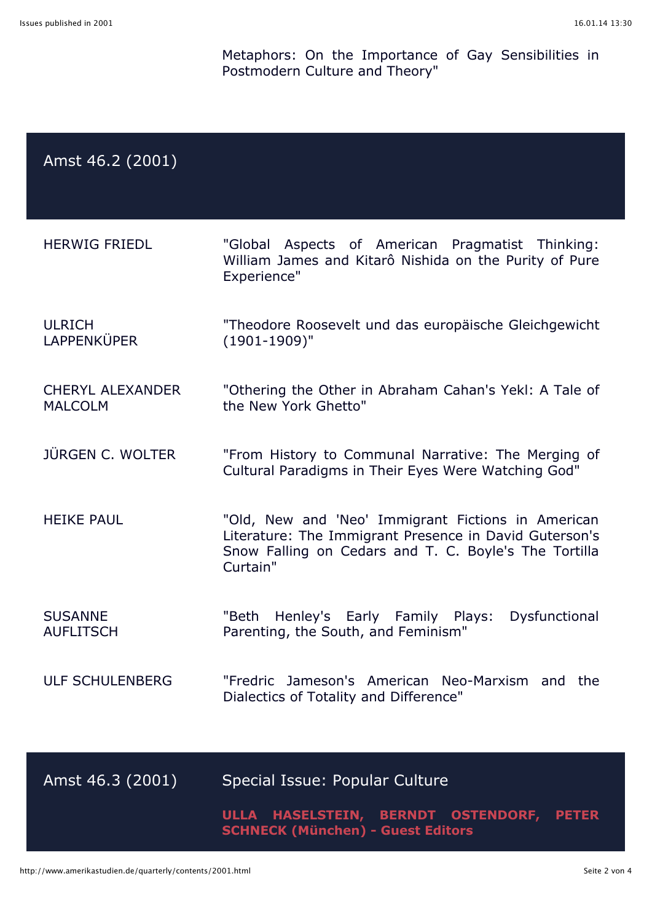Metaphors: On the Importance of Gay Sensibilities in Postmodern Culture and Theory"

## Amst 46.2 (2001)

| | |
|---|---|
| HERWIG FRIEDL | "Global Aspects of American Pragmatist Thinking: William James and Kitarô Nishida on the Purity of Pure Experience" |
| ULRICH LAPPENKÜPER | "Theodore Roosevelt und das europäische Gleichgewicht (1901-1909)" |
| CHERYL ALEXANDER MALCOLM | "Othering the Other in Abraham Cahan's Yekl: A Tale of the New York Ghetto" |
| JÜRGEN C. WOLTER | "From History to Communal Narrative: The Merging of Cultural Paradigms in Their Eyes Were Watching God" |
| HEIKE PAUL | "Old, New and 'Neo' Immigrant Fictions in American Literature: The Immigrant Presence in David Guterson's Snow Falling on Cedars and T. C. Boyle's The Tortilla Curtain" |
| SUSANNE AUFLITSCH | "Beth Henley's Early Family Plays: Dysfunctional Parenting, the South, and Feminism" |
| ULF SCHULENBERG | "Fredric Jameson's American Neo-Marxism and the Dialectics of Totality and Difference" |

## Amst 46.3 (2001)

Special Issue: Popular Culture

**ULLA HASELSTEIN, BERNDT OSTENDORF, PETER SCHNECK (München) - Guest Editors**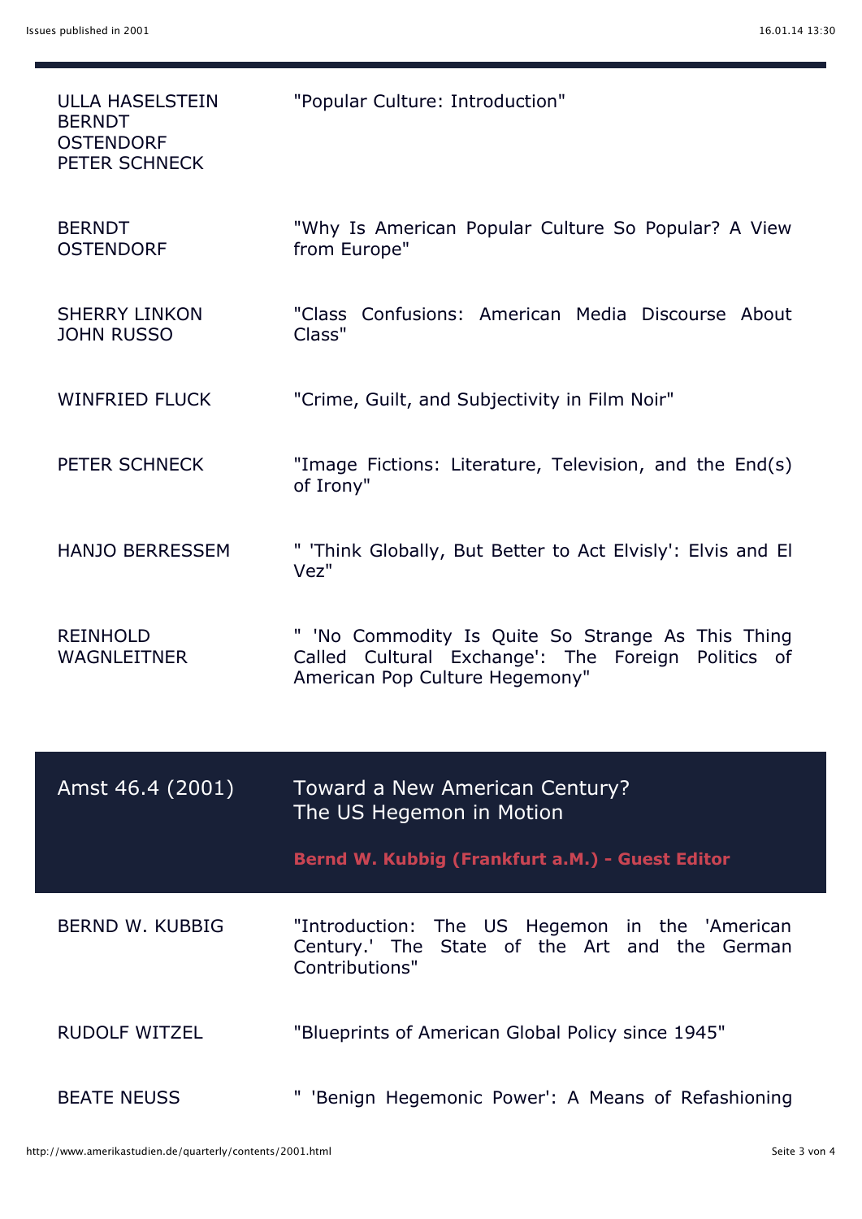| | |
|---|---|
| ULLA HASELSTEIN<br>BERNDT OSTENDORF<br>PETER SCHNECK | "Popular Culture: Introduction" |
| BERNDT OSTENDORF | "Why Is American Popular Culture So Popular? A View from Europe" |
| SHERRY LINKON<br>JOHN RUSSO | "Class Confusions: American Media Discourse About Class" |
| WINFRIED FLUCK | "Crime, Guilt, and Subjectivity in Film Noir" |
| PETER SCHNECK | "Image Fictions: Literature, Television, and the End(s) of Irony" |
| HANJO BERRESSEM | " 'Think Globally, But Better to Act Elvisly': Elvis and El Vez" |
| REINHOLD WAGNLEITNER | " 'No Commodity Is Quite So Strange As This Thing Called Cultural Exchange': The Foreign Politics of American Pop Culture Hegemony" |

## Amst 46.4 (2001) — Toward a New American Century? The US Hegemon in Motion

**Bernd W. Kubbig (Frankfurt a.M.) - Guest Editor**

| | |
|---|---|
| BERND W. KUBBIG | "Introduction: The US Hegemon in the 'American Century.' The State of the Art and the German Contributions" |
| RUDOLF WITZEL | "Blueprints of American Global Policy since 1945" |
| BEATE NEUSS | " 'Benign Hegemonic Power': A Means of Refashioning |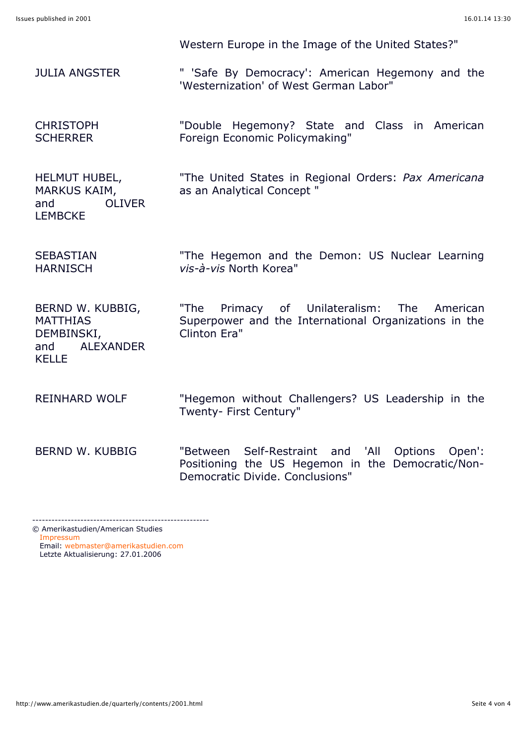Western Europe in the Image of the United States?"

| | |
|---|---|
| JULIA ANGSTER | " 'Safe By Democracy': American Hegemony and the 'Westernization' of West German Labor" |
| CHRISTOPH SCHERRER | "Double Hegemony? State and Class in American Foreign Economic Policymaking" |
| HELMUT HUBEL, MARKUS KAIM, and OLIVER LEMBCKE | "The United States in Regional Orders: *Pax Americana* as an Analytical Concept " |
| SEBASTIAN HARNISCH | "The Hegemon and the Demon: US Nuclear Learning *vis-à-vis* North Korea" |
| BERND W. KUBBIG, MATTHIAS DEMBINSKI, and ALEXANDER KELLE | "The Primacy of Unilateralism: The American Superpower and the International Organizations in the Clinton Era" |
| REINHARD WOLF | "Hegemon without Challengers? US Leadership in the Twenty- First Century" |
| BERND W. KUBBIG | "Between Self-Restraint and 'All Options Open': Positioning the US Hegemon in the Democratic/Non-Democratic Divide. Conclusions" |

---

© Amerikastudien/American Studies
Impressum
Email: webmaster@amerikastudien.com
Letzte Aktualisierung: 27.01.2006